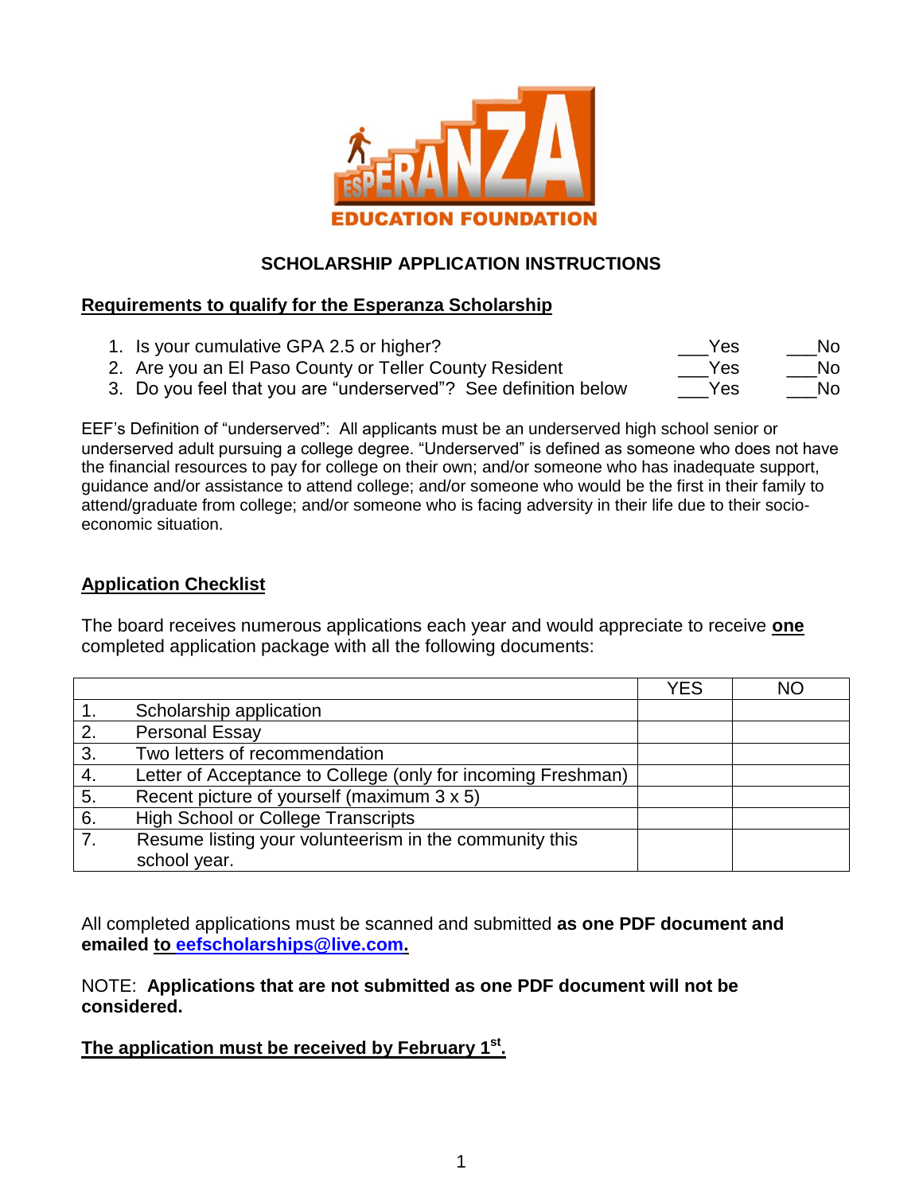ESPERANZA EDUCATION FOUNDATION

## SCHOLARSHIP APPLICATION INSTRUCTIONS

### Requirements to qualify for the Esperanza Scholarship

1. Is your cumulative GPA 2.5 or higher? ___Yes ___No
2. Are you an El Paso County or Teller County Resident ___Yes ___No
3. Do you feel that you are "underserved"? See definition below ___Yes ___No

EEF's Definition of "underserved": All applicants must be an underserved high school senior or underserved adult pursuing a college degree. "Underserved" is defined as someone who does not have the financial resources to pay for college on their own; and/or someone who has inadequate support, guidance and/or assistance to attend college; and/or someone who would be the first in their family to attend/graduate from college; and/or someone who is facing adversity in their life due to their socio-economic situation.

### Application Checklist

The board receives numerous applications each year and would appreciate to receive **one** completed application package with all the following documents:

| | | YES | NO |
|---|---|---|---|
| 1. | Scholarship application | | |
| 2. | Personal Essay | | |
| 3. | Two letters of recommendation | | |
| 4. | Letter of Acceptance to College (only for incoming Freshman) | | |
| 5. | Recent picture of yourself (maximum 3 x 5) | | |
| 6. | High School or College Transcripts | | |
| 7. | Resume listing your volunteerism in the community this school year. | | |

All completed applications must be scanned and submitted **as one PDF document and emailed to eefscholarships@live.com.**

NOTE: **Applications that are not submitted as one PDF document will not be considered.**

**The application must be received by February 1st.**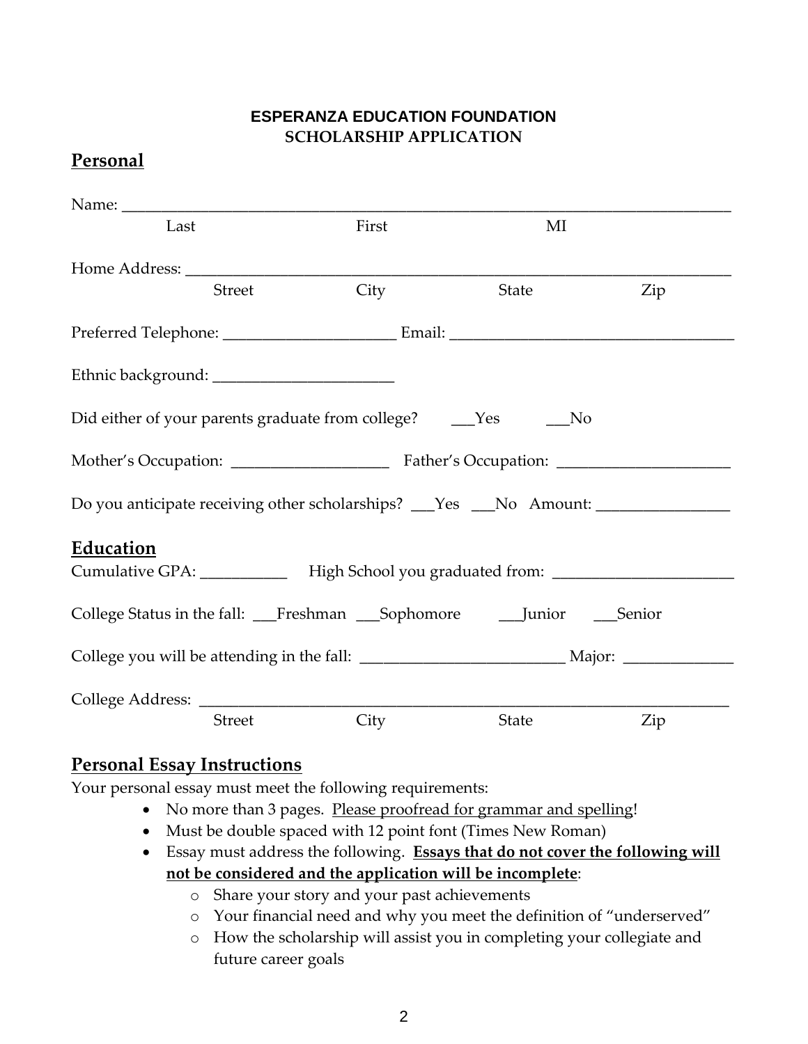**ESPERANZA EDUCATION FOUNDATION**
**SCHOLARSHIP APPLICATION**

## Personal

Name: ___________________________________________________________________________
Last First MI

Home Address: ____________________________________________________________________
Street City State Zip

Preferred Telephone: ______________________ Email: ____________________________________

Ethnic background: _______________________

Did either of your parents graduate from college? ___Yes ___No

Mother's Occupation: ____________________ Father's Occupation: ______________________

Do you anticipate receiving other scholarships? ___Yes ___No Amount: _________________

## Education

Cumulative GPA: ___________ High School you graduated from: _______________________

College Status in the fall: ___Freshman ___Sophomore ___Junior ___Senior

College you will be attending in the fall: __________________________ Major: ______________

College Address: _________________________________________________________________
Street City State Zip

## Personal Essay Instructions

Your personal essay must meet the following requirements:

- No more than 3 pages. <u>Please proofread for grammar and spelling</u>!
- Must be double spaced with 12 point font (Times New Roman)
- Essay must address the following. **<u>Essays that do not cover the following will not be considered and the application will be incomplete</u>**:
  - Share your story and your past achievements
  - Your financial need and why you meet the definition of "underserved"
  - How the scholarship will assist you in completing your collegiate and future career goals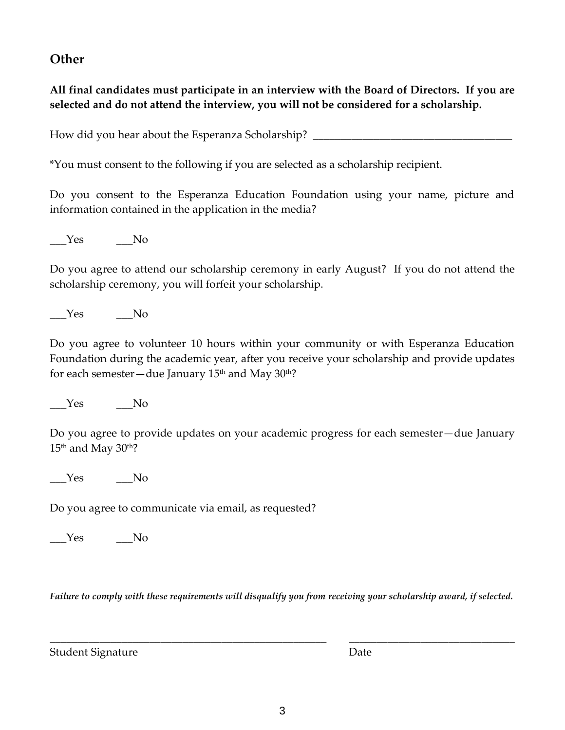## Other

**All final candidates must participate in an interview with the Board of Directors. If you are selected and do not attend the interview, you will not be considered for a scholarship.**

How did you hear about the Esperanza Scholarship? ____________________________________

*You must consent to the following if you are selected as a scholarship recipient.

Do you consent to the Esperanza Education Foundation using your name, picture and information contained in the application in the media?

___Yes ___No

Do you agree to attend our scholarship ceremony in early August? If you do not attend the scholarship ceremony, you will forfeit your scholarship.

___Yes ___No

Do you agree to volunteer 10 hours within your community or with Esperanza Education Foundation during the academic year, after you receive your scholarship and provide updates for each semester—due January 15th and May 30th?

___Yes ___No

Do you agree to provide updates on your academic progress for each semester—due January 15th and May 30th?

___Yes ___No

Do you agree to communicate via email, as requested?

___Yes ___No

***Failure to comply with these requirements will disqualify you from receiving your scholarship award, if selected.***

_____________________________________________________ ______________________________

Student Signature Date